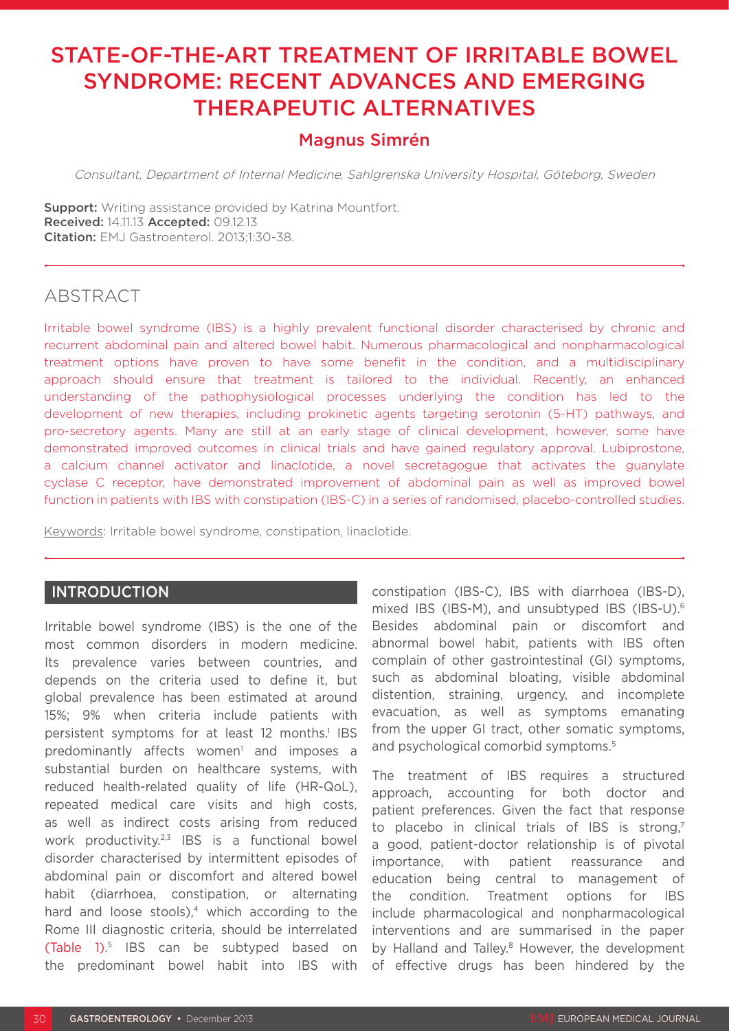# STATE-OF-THE-ART TREATMENT OF IRRITABLE BOWEL SYNDROME: RECENT ADVANCES AND EMERGING THERAPEUTIC ALTERNATIVES

## Magnus Simrén

*Consultant, Department of Internal Medicine, Sahlgrenska University Hospital, Göteborg, Sweden*

**Support:** Writing assistance provided by Katrina Mountfort.
**Received:** 14.11.13 **Accepted:** 09.12.13
**Citation:** EMJ Gastroenterol. 2013;1:30-38.

## ABSTRACT

Irritable bowel syndrome (IBS) is a highly prevalent functional disorder characterised by chronic and recurrent abdominal pain and altered bowel habit. Numerous pharmacological and nonpharmacological treatment options have proven to have some benefit in the condition, and a multidisciplinary approach should ensure that treatment is tailored to the individual. Recently, an enhanced understanding of the pathophysiological processes underlying the condition has led to the development of new therapies, including prokinetic agents targeting serotonin (5-HT) pathways, and pro-secretory agents. Many are still at an early stage of clinical development, however, some have demonstrated improved outcomes in clinical trials and have gained regulatory approval. Lubiprostone, a calcium channel activator and linaclotide, a novel secretagogue that activates the guanylate cyclase C receptor, have demonstrated improvement of abdominal pain as well as improved bowel function in patients with IBS with constipation (IBS-C) in a series of randomised, placebo-controlled studies.

Keywords: Irritable bowel syndrome, constipation, linaclotide.

## INTRODUCTION

Irritable bowel syndrome (IBS) is the one of the most common disorders in modern medicine. Its prevalence varies between countries, and depends on the criteria used to define it, but global prevalence has been estimated at around 15%; 9% when criteria include patients with persistent symptoms for at least 12 months.[1] IBS predominantly affects women[1] and imposes a substantial burden on healthcare systems, with reduced health-related quality of life (HR-QoL), repeated medical care visits and high costs, as well as indirect costs arising from reduced work productivity.[2,3] IBS is a functional bowel disorder characterised by intermittent episodes of abdominal pain or discomfort and altered bowel habit (diarrhoea, constipation, or alternating hard and loose stools),[4] which according to the Rome III diagnostic criteria, should be interrelated (Table 1).[5] IBS can be subtyped based on the predominant bowel habit into IBS with constipation (IBS-C), IBS with diarrhoea (IBS-D), mixed IBS (IBS-M), and unsubtyped IBS (IBS-U).[6] Besides abdominal pain or discomfort and abnormal bowel habit, patients with IBS often complain of other gastrointestinal (GI) symptoms, such as abdominal bloating, visible abdominal distention, straining, urgency, and incomplete evacuation, as well as symptoms emanating from the upper GI tract, other somatic symptoms, and psychological comorbid symptoms.[5]

The treatment of IBS requires a structured approach, accounting for both doctor and patient preferences. Given the fact that response to placebo in clinical trials of IBS is strong,[7] a good, patient-doctor relationship is of pivotal importance, with patient reassurance and education being central to management of the condition. Treatment options for IBS include pharmacological and nonpharmacological interventions and are summarised in the paper by Halland and Talley.[8] However, the development of effective drugs has been hindered by the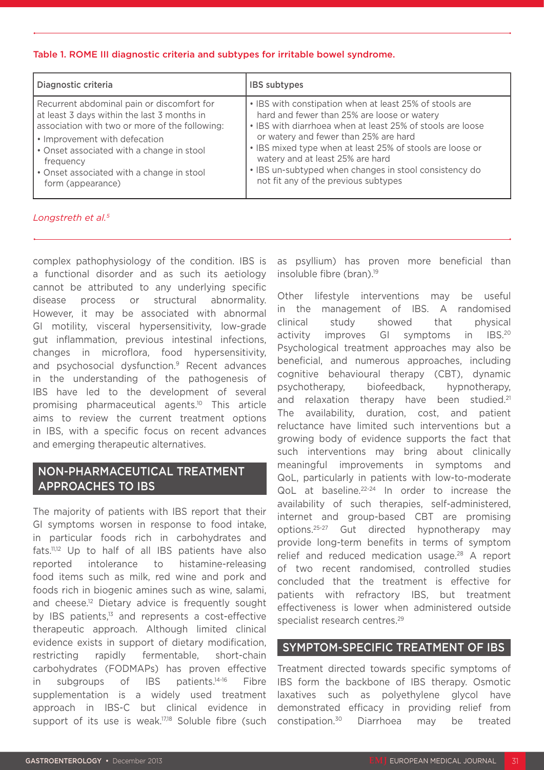**Table 1. ROME III diagnostic criteria and subtypes for irritable bowel syndrome.**

| Diagnostic criteria | IBS subtypes |
|---|---|
| Recurrent abdominal pain or discomfort for at least 3 days within the last 3 months in association with two or more of the following:<br>• Improvement with defecation<br>• Onset associated with a change in stool frequency<br>• Onset associated with a change in stool form (appearance) | • IBS with constipation when at least 25% of stools are hard and fewer than 25% are loose or watery<br>• IBS with diarrhoea when at least 25% of stools are loose or watery and fewer than 25% are hard<br>• IBS mixed type when at least 25% of stools are loose or watery and at least 25% are hard<br>• IBS un-subtyped when changes in stool consistency do not fit any of the previous subtypes |

*Longstreth et al.*[5]

complex pathophysiology of the condition. IBS is a functional disorder and as such its aetiology cannot be attributed to any underlying specific disease process or structural abnormality. However, it may be associated with abnormal GI motility, visceral hypersensitivity, low-grade gut inflammation, previous intestinal infections, changes in microflora, food hypersensitivity, and psychosocial dysfunction.[9] Recent advances in the understanding of the pathogenesis of IBS have led to the development of several promising pharmaceutical agents.[10] This article aims to review the current treatment options in IBS, with a specific focus on recent advances and emerging therapeutic alternatives.

## NON-PHARMACEUTICAL TREATMENT APPROACHES TO IBS

The majority of patients with IBS report that their GI symptoms worsen in response to food intake, in particular foods rich in carbohydrates and fats.[11,12] Up to half of all IBS patients have also reported intolerance to histamine-releasing food items such as milk, red wine and pork and foods rich in biogenic amines such as wine, salami, and cheese.[12] Dietary advice is frequently sought by IBS patients,[13] and represents a cost-effective therapeutic approach. Although limited clinical evidence exists in support of dietary modification, restricting rapidly fermentable, short-chain carbohydrates (FODMAPs) has proven effective in subgroups of IBS patients.[14-16] Fibre supplementation is a widely used treatment approach in IBS-C but clinical evidence in support of its use is weak.[17,18] Soluble fibre (such as psyllium) has proven more beneficial than insoluble fibre (bran).[19]

Other lifestyle interventions may be useful in the management of IBS. A randomised clinical study showed that physical activity improves GI symptoms in IBS.[20] Psychological treatment approaches may also be beneficial, and numerous approaches, including cognitive behavioural therapy (CBT), dynamic psychotherapy, biofeedback, hypnotherapy, and relaxation therapy have been studied.[21] The availability, duration, cost, and patient reluctance have limited such interventions but a growing body of evidence supports the fact that such interventions may bring about clinically meaningful improvements in symptoms and QoL, particularly in patients with low-to-moderate QoL at baseline.[22-24] In order to increase the availability of such therapies, self-administered, internet and group-based CBT are promising options.[25-27] Gut directed hypnotherapy may provide long-term benefits in terms of symptom relief and reduced medication usage.[28] A report of two recent randomised, controlled studies concluded that the treatment is effective for patients with refractory IBS, but treatment effectiveness is lower when administered outside specialist research centres.[29]

## SYMPTOM-SPECIFIC TREATMENT OF IBS

Treatment directed towards specific symptoms of IBS form the backbone of IBS therapy. Osmotic laxatives such as polyethylene glycol have demonstrated efficacy in providing relief from constipation.[30] Diarrhoea may be treated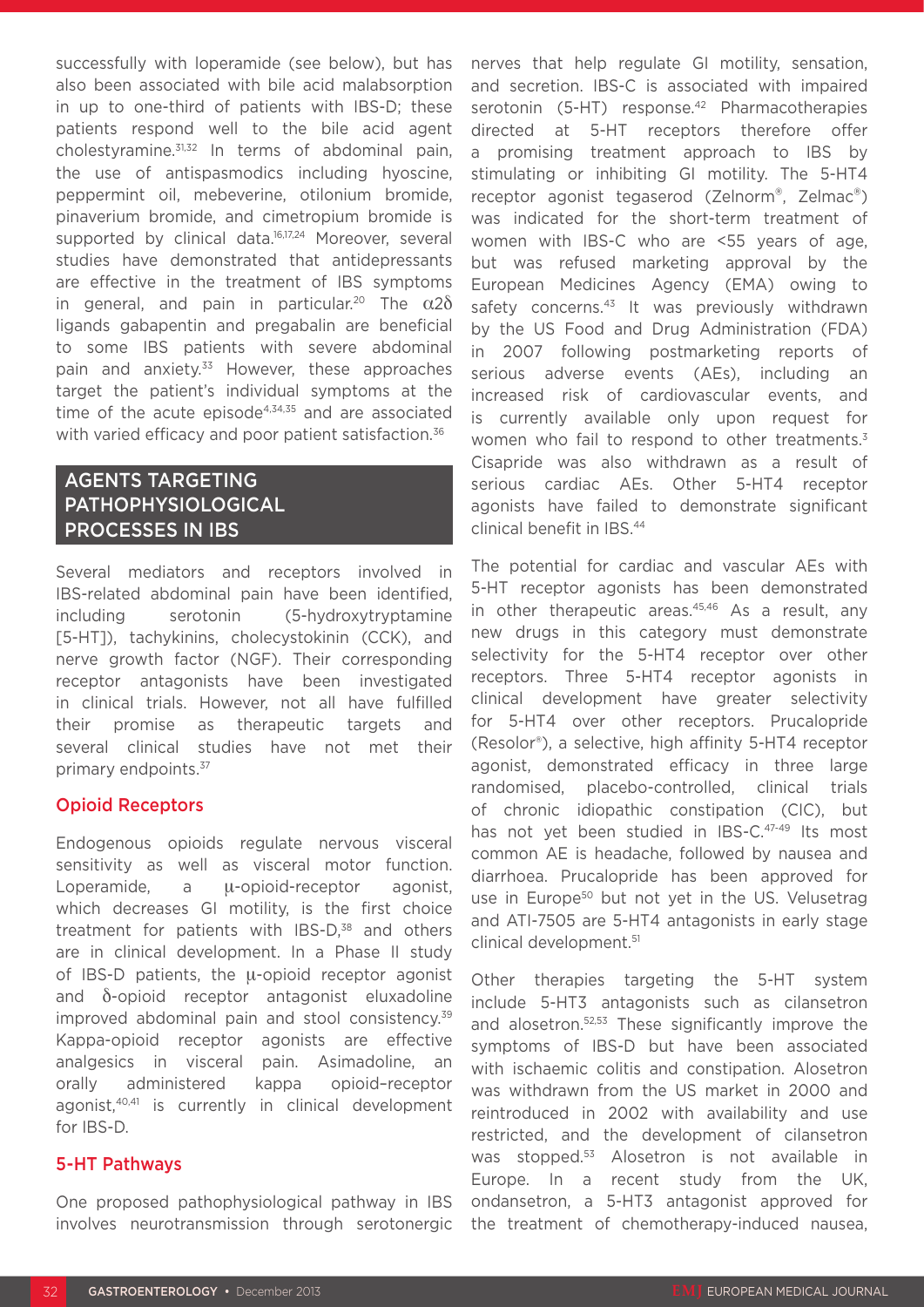successfully with loperamide (see below), but has also been associated with bile acid malabsorption in up to one-third of patients with IBS-D; these patients respond well to the bile acid agent cholestyramine.[31,32] In terms of abdominal pain, the use of antispasmodics including hyoscine, peppermint oil, mebeverine, otilonium bromide, pinaverium bromide, and cimetropium bromide is supported by clinical data.[16,17,24] Moreover, several studies have demonstrated that antidepressants are effective in the treatment of IBS symptoms in general, and pain in particular.[20] The $\alpha 2\delta$ ligands gabapentin and pregabalin are beneficial to some IBS patients with severe abdominal pain and anxiety.[33] However, these approaches target the patient's individual symptoms at the time of the acute episode[4,34,35] and are associated with varied efficacy and poor patient satisfaction.[36]

## AGENTS TARGETING PATHOPHYSIOLOGICAL PROCESSES IN IBS

Several mediators and receptors involved in IBS-related abdominal pain have been identified, including serotonin (5-hydroxytryptamine [5-HT]), tachykinins, cholecystokinin (CCK), and nerve growth factor (NGF). Their corresponding receptor antagonists have been investigated in clinical trials. However, not all have fulfilled their promise as therapeutic targets and several clinical studies have not met their primary endpoints.[37]

### Opioid Receptors

Endogenous opioids regulate nervous visceral sensitivity as well as visceral motor function. Loperamide, a μ-opioid-receptor agonist, which decreases GI motility, is the first choice treatment for patients with IBS-D,[38] and others are in clinical development. In a Phase II study of IBS-D patients, the μ-opioid receptor agonist and δ-opioid receptor antagonist eluxadoline improved abdominal pain and stool consistency.[39] Kappa-opioid receptor agonists are effective analgesics in visceral pain. Asimadoline, an orally administered kappa opioid-receptor agonist,[40,41] is currently in clinical development for IBS-D.

### 5-HT Pathways

One proposed pathophysiological pathway in IBS involves neurotransmission through serotonergic nerves that help regulate GI motility, sensation, and secretion. IBS-C is associated with impaired serotonin (5-HT) response.[42] Pharmacotherapies directed at 5-HT receptors therefore offer a promising treatment approach to IBS by stimulating or inhibiting GI motility. The 5-HT4 receptor agonist tegaserod (Zelnorm®, Zelmac®) was indicated for the short-term treatment of women with IBS-C who are <55 years of age, but was refused marketing approval by the European Medicines Agency (EMA) owing to safety concerns.[43] It was previously withdrawn by the US Food and Drug Administration (FDA) in 2007 following postmarketing reports of serious adverse events (AEs), including an increased risk of cardiovascular events, and is currently available only upon request for women who fail to respond to other treatments.[3] Cisapride was also withdrawn as a result of serious cardiac AEs. Other 5-HT4 receptor agonists have failed to demonstrate significant clinical benefit in IBS.[44]

The potential for cardiac and vascular AEs with 5-HT receptor agonists has been demonstrated in other therapeutic areas.[45,46] As a result, any new drugs in this category must demonstrate selectivity for the 5-HT4 receptor over other receptors. Three 5-HT4 receptor agonists in clinical development have greater selectivity for 5-HT4 over other receptors. Prucalopride (Resolor®), a selective, high affinity 5-HT4 receptor agonist, demonstrated efficacy in three large randomised, placebo-controlled, clinical trials of chronic idiopathic constipation (CIC), but has not yet been studied in IBS-C.[47-49] Its most common AE is headache, followed by nausea and diarrhoea. Prucalopride has been approved for use in Europe[50] but not yet in the US. Velusetrag and ATI-7505 are 5-HT4 antagonists in early stage clinical development.[51]

Other therapies targeting the 5-HT system include 5-HT3 antagonists such as cilansetron and alosetron.[52,53] These significantly improve the symptoms of IBS-D but have been associated with ischaemic colitis and constipation. Alosetron was withdrawn from the US market in 2000 and reintroduced in 2002 with availability and use restricted, and the development of cilansetron was stopped.[53] Alosetron is not available in Europe. In a recent study from the UK, ondansetron, a 5-HT3 antagonist approved for the treatment of chemotherapy-induced nausea,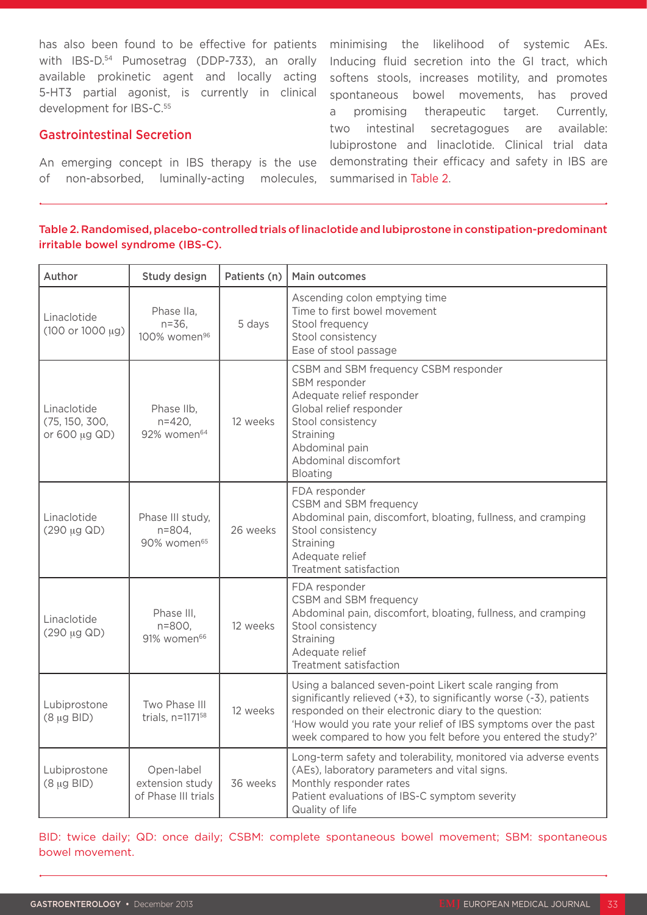has also been found to be effective for patients with IBS-D.[54] Pumosetrag (DDP-733), an orally available prokinetic agent and locally acting 5-HT3 partial agonist, is currently in clinical development for IBS-C.[55]

## Gastrointestinal Secretion

An emerging concept in IBS therapy is the use of non-absorbed, luminally-acting molecules, minimising the likelihood of systemic AEs. Inducing fluid secretion into the GI tract, which softens stools, increases motility, and promotes spontaneous bowel movements, has proved a promising therapeutic target. Currently, two intestinal secretagogues are available: lubiprostone and linaclotide. Clinical trial data demonstrating their efficacy and safety in IBS are summarised in Table 2.

**Table 2. Randomised, placebo-controlled trials of linaclotide and lubiprostone in constipation-predominant irritable bowel syndrome (IBS-C).**

| Author | Study design | Patients (n) | Main outcomes |
|---|---|---|---|
| Linaclotide (100 or 1000 μg) | Phase IIa, n=36, 100% women[96] | 5 days | Ascending colon emptying time<br>Time to first bowel movement<br>Stool frequency<br>Stool consistency<br>Ease of stool passage |
| Linaclotide (75, 150, 300, or 600 μg QD) | Phase IIb, n=420, 92% women[64] | 12 weeks | CSBM and SBM frequency CSBM responder<br>SBM responder<br>Adequate relief responder<br>Global relief responder<br>Stool consistency<br>Straining<br>Abdominal pain<br>Abdominal discomfort<br>Bloating |
| Linaclotide (290 μg QD) | Phase III study, n=804, 90% women[65] | 26 weeks | FDA responder<br>CSBM and SBM frequency<br>Abdominal pain, discomfort, bloating, fullness, and cramping<br>Stool consistency<br>Straining<br>Adequate relief<br>Treatment satisfaction |
| Linaclotide (290 μg QD) | Phase III, n=800, 91% women[66] | 12 weeks | FDA responder<br>CSBM and SBM frequency<br>Abdominal pain, discomfort, bloating, fullness, and cramping<br>Stool consistency<br>Straining<br>Adequate relief<br>Treatment satisfaction |
| Lubiprostone (8 μg BID) | Two Phase III trials, n=1171[58] | 12 weeks | Using a balanced seven-point Likert scale ranging from significantly relieved (+3), to significantly worse (-3), patients responded on their electronic diary to the question: 'How would you rate your relief of IBS symptoms over the past week compared to how you felt before you entered the study?' |
| Lubiprostone (8 μg BID) | Open-label extension study of Phase III trials | 36 weeks | Long-term safety and tolerability, monitored via adverse events (AEs), laboratory parameters and vital signs.<br>Monthly responder rates<br>Patient evaluations of IBS-C symptom severity<br>Quality of life |

BID: twice daily; QD: once daily; CSBM: complete spontaneous bowel movement; SBM: spontaneous bowel movement.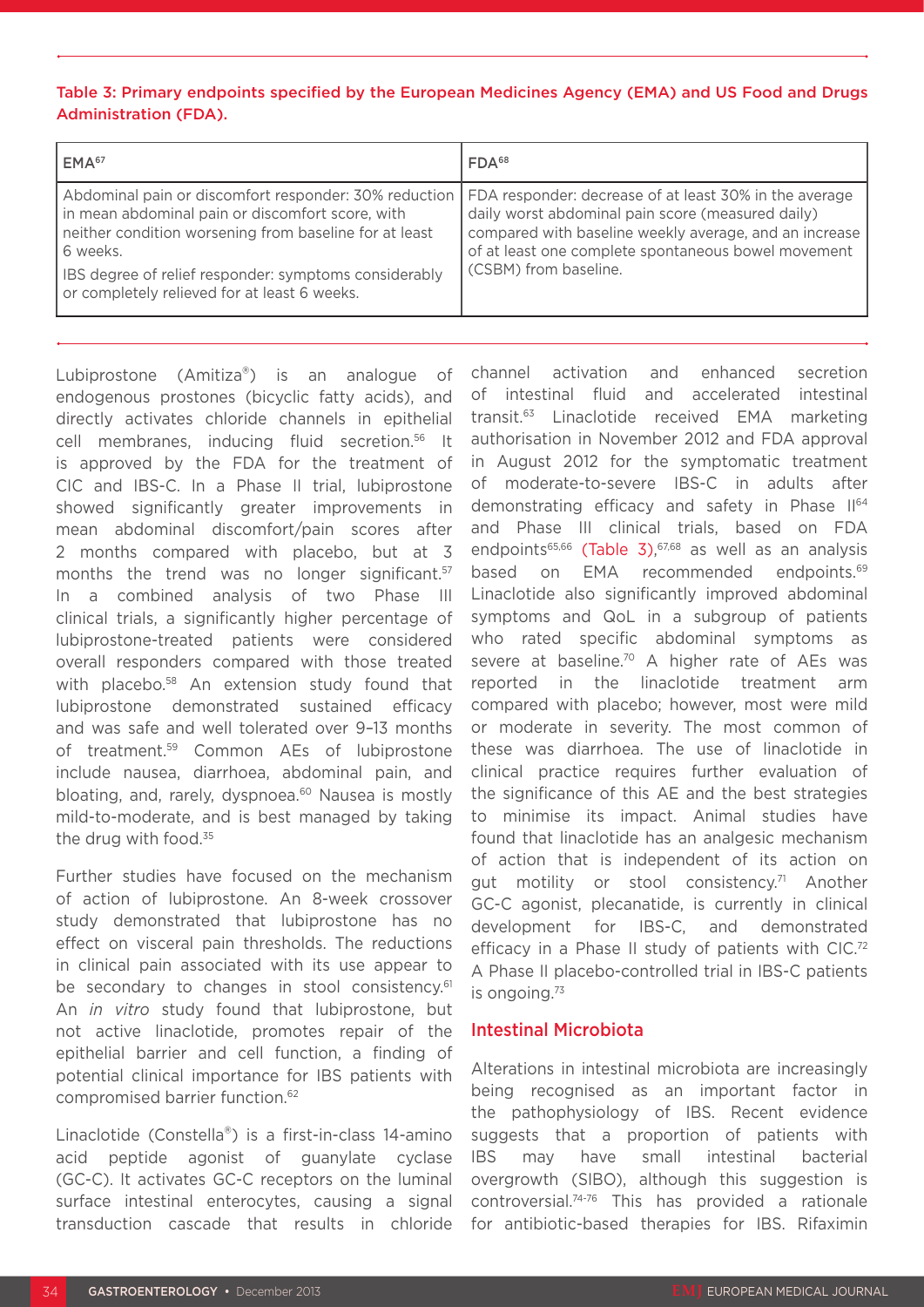Table 3: Primary endpoints specified by the European Medicines Agency (EMA) and US Food and Drugs Administration (FDA).

| EMA[67] | FDA[68] |
|---|---|
| Abdominal pain or discomfort responder: 30% reduction in mean abdominal pain or discomfort score, with neither condition worsening from baseline for at least 6 weeks.<br><br>IBS degree of relief responder: symptoms considerably or completely relieved for at least 6 weeks. | FDA responder: decrease of at least 30% in the average daily worst abdominal pain score (measured daily) compared with baseline weekly average, and an increase of at least one complete spontaneous bowel movement (CSBM) from baseline. |

Lubiprostone (Amitiza®) is an analogue of endogenous prostones (bicyclic fatty acids), and directly activates chloride channels in epithelial cell membranes, inducing fluid secretion.[56] It is approved by the FDA for the treatment of CIC and IBS-C. In a Phase II trial, lubiprostone showed significantly greater improvements in mean abdominal discomfort/pain scores after 2 months compared with placebo, but at 3 months the trend was no longer significant.[57] In a combined analysis of two Phase III clinical trials, a significantly higher percentage of lubiprostone-treated patients were considered overall responders compared with those treated with placebo.[58] An extension study found that lubiprostone demonstrated sustained efficacy and was safe and well tolerated over 9–13 months of treatment.[59] Common AEs of lubiprostone include nausea, diarrhoea, abdominal pain, and bloating, and, rarely, dyspnoea.[60] Nausea is mostly mild-to-moderate, and is best managed by taking the drug with food.[35]

Further studies have focused on the mechanism of action of lubiprostone. An 8-week crossover study demonstrated that lubiprostone has no effect on visceral pain thresholds. The reductions in clinical pain associated with its use appear to be secondary to changes in stool consistency.[61] An *in vitro* study found that lubiprostone, but not active linaclotide, promotes repair of the epithelial barrier and cell function, a finding of potential clinical importance for IBS patients with compromised barrier function.[62]

Linaclotide (Constella®) is a first-in-class 14-amino acid peptide agonist of guanylate cyclase (GC-C). It activates GC-C receptors on the luminal surface intestinal enterocytes, causing a signal transduction cascade that results in chloride channel activation and enhanced secretion of intestinal fluid and accelerated intestinal transit.[63] Linaclotide received EMA marketing authorisation in November 2012 and FDA approval in August 2012 for the symptomatic treatment of moderate-to-severe IBS-C in adults after demonstrating efficacy and safety in Phase II[64] and Phase III clinical trials, based on FDA endpoints[65,66] (Table 3),[67,68] as well as an analysis based on EMA recommended endpoints.[69] Linaclotide also significantly improved abdominal symptoms and QoL in a subgroup of patients who rated specific abdominal symptoms as severe at baseline.[70] A higher rate of AEs was reported in the linaclotide treatment arm compared with placebo; however, most were mild or moderate in severity. The most common of these was diarrhoea. The use of linaclotide in clinical practice requires further evaluation of the significance of this AE and the best strategies to minimise its impact. Animal studies have found that linaclotide has an analgesic mechanism of action that is independent of its action on gut motility or stool consistency.[71] Another GC-C agonist, plecanatide, is currently in clinical development for IBS-C, and demonstrated efficacy in a Phase II study of patients with CIC.[72] A Phase II placebo-controlled trial in IBS-C patients is ongoing.[73]

## Intestinal Microbiota

Alterations in intestinal microbiota are increasingly being recognised as an important factor in the pathophysiology of IBS. Recent evidence suggests that a proportion of patients with IBS may have small intestinal bacterial overgrowth (SIBO), although this suggestion is controversial.[74-76] This has provided a rationale for antibiotic-based therapies for IBS. Rifaximin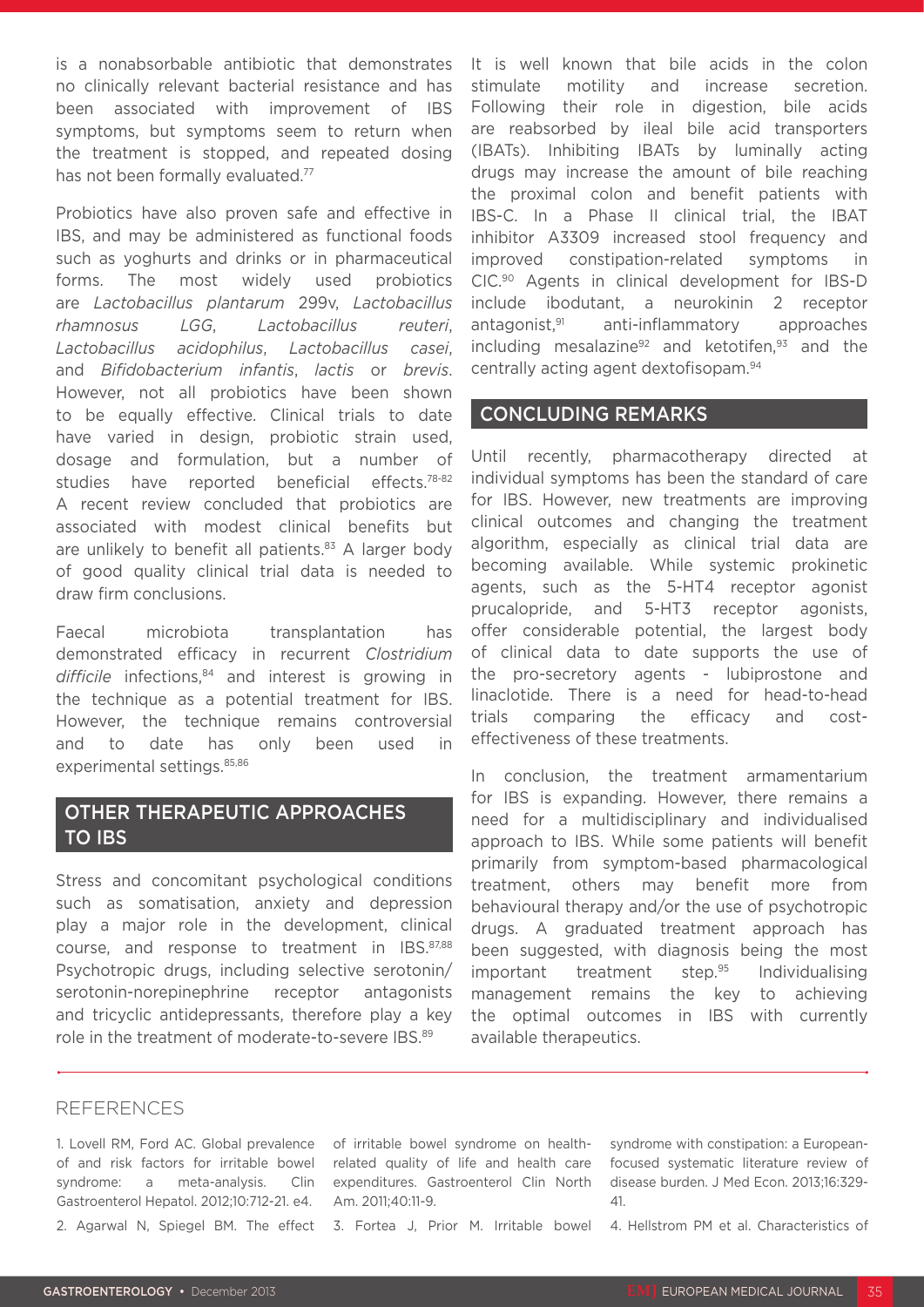is a nonabsorbable antibiotic that demonstrates no clinically relevant bacterial resistance and has been associated with improvement of IBS symptoms, but symptoms seem to return when the treatment is stopped, and repeated dosing has not been formally evaluated.[77]

Probiotics have also proven safe and effective in IBS, and may be administered as functional foods such as yoghurts and drinks or in pharmaceutical forms. The most widely used probiotics are *Lactobacillus plantarum* 299v, *Lactobacillus rhamnosus LGG*, *Lactobacillus reuteri*, *Lactobacillus acidophilus*, *Lactobacillus casei*, and *Bifidobacterium infantis*, *lactis* or *brevis*. However, not all probiotics have been shown to be equally effective. Clinical trials to date have varied in design, probiotic strain used, dosage and formulation, but a number of studies have reported beneficial effects.[78-82] A recent review concluded that probiotics are associated with modest clinical benefits but are unlikely to benefit all patients.[83] A larger body of good quality clinical trial data is needed to draw firm conclusions.

Faecal microbiota transplantation has demonstrated efficacy in recurrent *Clostridium difficile* infections,[84] and interest is growing in the technique as a potential treatment for IBS. However, the technique remains controversial and to date has only been used in experimental settings.[85,86]

## OTHER THERAPEUTIC APPROACHES TO IBS

Stress and concomitant psychological conditions such as somatisation, anxiety and depression play a major role in the development, clinical course, and response to treatment in IBS.[87,88] Psychotropic drugs, including selective serotonin/serotonin-norepinephrine receptor antagonists and tricyclic antidepressants, therefore play a key role in the treatment of moderate-to-severe IBS.[89]

It is well known that bile acids in the colon stimulate motility and increase secretion. Following their role in digestion, bile acids are reabsorbed by ileal bile acid transporters (IBATs). Inhibiting IBATs by luminally acting drugs may increase the amount of bile reaching the proximal colon and benefit patients with IBS-C. In a Phase II clinical trial, the IBAT inhibitor A3309 increased stool frequency and improved constipation-related symptoms in CIC.[90] Agents in clinical development for IBS-D include ibodutant, a neurokinin 2 receptor antagonist,[91] anti-inflammatory approaches including mesalazine[92] and ketotifen,[93] and the centrally acting agent dextofisopam.[94]

## CONCLUDING REMARKS

Until recently, pharmacotherapy directed at individual symptoms has been the standard of care for IBS. However, new treatments are improving clinical outcomes and changing the treatment algorithm, especially as clinical trial data are becoming available. While systemic prokinetic agents, such as the 5-HT4 receptor agonist prucalopride, and 5-HT3 receptor agonists, offer considerable potential, the largest body of clinical data to date supports the use of the pro-secretory agents - lubiprostone and linaclotide. There is a need for head-to-head trials comparing the efficacy and cost-effectiveness of these treatments.

In conclusion, the treatment armamentarium for IBS is expanding. However, there remains a need for a multidisciplinary and individualised approach to IBS. While some patients will benefit primarily from symptom-based pharmacological treatment, others may benefit more from behavioural therapy and/or the use of psychotropic drugs. A graduated treatment approach has been suggested, with diagnosis being the most important treatment step.[95] Individualising management remains the key to achieving the optimal outcomes in IBS with currently available therapeutics.

## REFERENCES

1. Lovell RM, Ford AC. Global prevalence of and risk factors for irritable bowel syndrome: a meta-analysis. Clin Gastroenterol Hepatol. 2012;10:712-21. e4.

2. Agarwal N, Spiegel BM. The effect of irritable bowel syndrome on health-related quality of life and health care expenditures. Gastroenterol Clin North Am. 2011;40:11-9.

3. Fortea J, Prior M. Irritable bowel syndrome with constipation: a European-focused systematic literature review of disease burden. J Med Econ. 2013;16:329-41.

4. Hellstrom PM et al. Characteristics of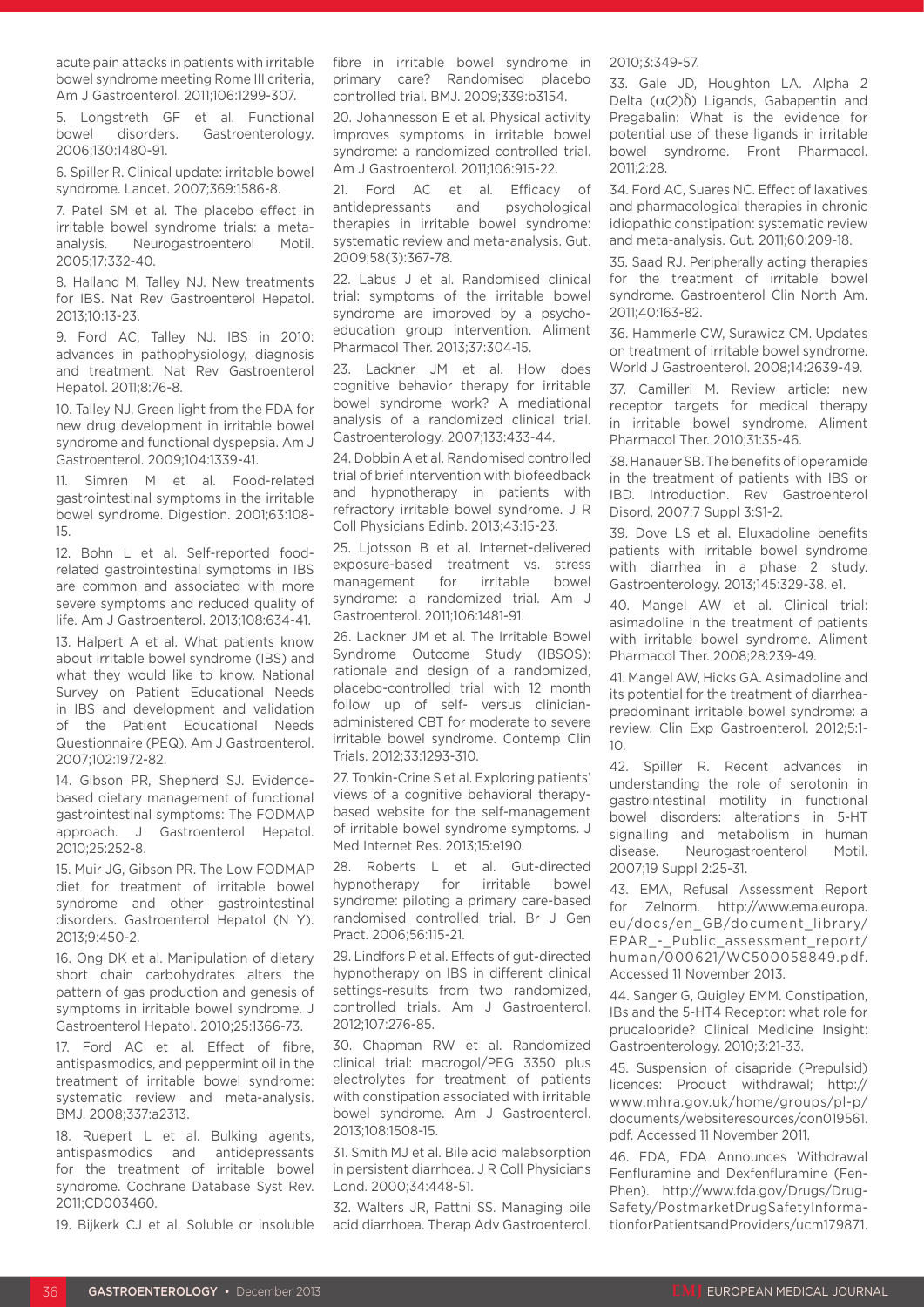acute pain attacks in patients with irritable bowel syndrome meeting Rome III criteria, Am J Gastroenterol. 2011;106:1299-307.

5. Longstreth GF et al. Functional bowel disorders. Gastroenterology. 2006;130:1480-91.

6. Spiller R. Clinical update: irritable bowel syndrome. Lancet. 2007;369:1586-8.

7. Patel SM et al. The placebo effect in irritable bowel syndrome trials: a meta-analysis. Neurogastroenterol Motil. 2005;17:332-40.

8. Halland M, Talley NJ. New treatments for IBS. Nat Rev Gastroenterol Hepatol. 2013;10:13-23.

9. Ford AC, Talley NJ. IBS in 2010: advances in pathophysiology, diagnosis and treatment. Nat Rev Gastroenterol Hepatol. 2011;8:76-8.

10. Talley NJ. Green light from the FDA for new drug development in irritable bowel syndrome and functional dyspepsia. Am J Gastroenterol. 2009;104:1339-41.

11. Simren M et al. Food-related gastrointestinal symptoms in the irritable bowel syndrome. Digestion. 2001;63:108-15.

12. Bohn L et al. Self-reported food-related gastrointestinal symptoms in IBS are common and associated with more severe symptoms and reduced quality of life. Am J Gastroenterol. 2013;108:634-41.

13. Halpert A et al. What patients know about irritable bowel syndrome (IBS) and what they would like to know. National Survey on Patient Educational Needs in IBS and development and validation of the Patient Educational Needs Questionnaire (PEQ). Am J Gastroenterol. 2007;102:1972-82.

14. Gibson PR, Shepherd SJ. Evidence-based dietary management of functional gastrointestinal symptoms: The FODMAP approach. J Gastroenterol Hepatol. 2010;25:252-8.

15. Muir JG, Gibson PR. The Low FODMAP diet for treatment of irritable bowel syndrome and other gastrointestinal disorders. Gastroenterol Hepatol (N Y). 2013;9:450-2.

16. Ong DK et al. Manipulation of dietary short chain carbohydrates alters the pattern of gas production and genesis of symptoms in irritable bowel syndrome. J Gastroenterol Hepatol. 2010;25:1366-73.

17. Ford AC et al. Effect of fibre, antispasmodics, and peppermint oil in the treatment of irritable bowel syndrome: systematic review and meta-analysis. BMJ. 2008;337:a2313.

18. Ruepert L et al. Bulking agents, antispasmodics and antidepressants for the treatment of irritable bowel syndrome. Cochrane Database Syst Rev. 2011;CD003460.

19. Bijkerk CJ et al. Soluble or insoluble fibre in irritable bowel syndrome in primary care? Randomised placebo controlled trial. BMJ. 2009;339:b3154.

20. Johannesson E et al. Physical activity improves symptoms in irritable bowel syndrome: a randomized controlled trial. Am J Gastroenterol. 2011;106:915-22.

21. Ford AC et al. Efficacy of antidepressants and psychological therapies in irritable bowel syndrome: systematic review and meta-analysis. Gut. 2009;58(3):367-78.

22. Labus J et al. Randomised clinical trial: symptoms of the irritable bowel syndrome are improved by a psycho-education group intervention. Aliment Pharmacol Ther. 2013;37:304-15.

23. Lackner JM et al. How does cognitive behavior therapy for irritable bowel syndrome work? A mediational analysis of a randomized clinical trial. Gastroenterology. 2007;133:433-44.

24. Dobbin A et al. Randomised controlled trial of brief intervention with biofeedback and hypnotherapy in patients with refractory irritable bowel syndrome. J R Coll Physicians Edinb. 2013;43:15-23.

25. Ljotsson B et al. Internet-delivered exposure-based treatment vs. stress management for irritable bowel syndrome: a randomized trial. Am J Gastroenterol. 2011;106:1481-91.

26. Lackner JM et al. The Irritable Bowel Syndrome Outcome Study (IBSOS): rationale and design of a randomized, placebo-controlled trial with 12 month follow up of self- versus clinician-administered CBT for moderate to severe irritable bowel syndrome. Contemp Clin Trials. 2012;33:1293-310.

27. Tonkin-Crine S et al. Exploring patients' views of a cognitive behavioral therapy-based website for the self-management of irritable bowel syndrome symptoms. J Med Internet Res. 2013;15:e190.

28. Roberts L et al. Gut-directed hypnotherapy for irritable bowel syndrome: piloting a primary care-based randomised controlled trial. Br J Gen Pract. 2006;56:115-21.

29. Lindfors P et al. Effects of gut-directed hypnotherapy on IBS in different clinical settings-results from two randomized, controlled trials. Am J Gastroenterol. 2012;107:276-85.

30. Chapman RW et al. Randomized clinical trial: macrogol/PEG 3350 plus electrolytes for treatment of patients with constipation associated with irritable bowel syndrome. Am J Gastroenterol. 2013;108:1508-15.

31. Smith MJ et al. Bile acid malabsorption in persistent diarrhoea. J R Coll Physicians Lond. 2000;34:448-51.

32. Walters JR, Pattni SS. Managing bile acid diarrhoea. Therap Adv Gastroenterol. 2010;3:349-57.

33. Gale JD, Houghton LA. Alpha 2 Delta ($\alpha(2)\delta$) Ligands, Gabapentin and Pregabalin: What is the evidence for potential use of these ligands in irritable bowel syndrome. Front Pharmacol. 2011;2:28.

34. Ford AC, Suares NC. Effect of laxatives and pharmacological therapies in chronic idiopathic constipation: systematic review and meta-analysis. Gut. 2011;60:209-18.

35. Saad RJ. Peripherally acting therapies for the treatment of irritable bowel syndrome. Gastroenterol Clin North Am. 2011;40:163-82.

36. Hammerle CW, Surawicz CM. Updates on treatment of irritable bowel syndrome. World J Gastroenterol. 2008;14:2639-49.

37. Camilleri M. Review article: new receptor targets for medical therapy in irritable bowel syndrome. Aliment Pharmacol Ther. 2010;31:35-46.

38. Hanauer SB. The benefits of loperamide in the treatment of patients with IBS or IBD. Introduction. Rev Gastroenterol Disord. 2007;7 Suppl 3:S1-2.

39. Dove LS et al. Eluxadoline benefits patients with irritable bowel syndrome with diarrhea in a phase 2 study. Gastroenterology. 2013;145:329-38. e1.

40. Mangel AW et al. Clinical trial: asimadoline in the treatment of patients with irritable bowel syndrome. Aliment Pharmacol Ther. 2008;28:239-49.

41. Mangel AW, Hicks GA. Asimadoline and its potential for the treatment of diarrhea-predominant irritable bowel syndrome: a review. Clin Exp Gastroenterol. 2012;5:1-10.

42. Spiller R. Recent advances in understanding the role of serotonin in gastrointestinal motility in functional bowel disorders: alterations in 5-HT signalling and metabolism in human disease. Neurogastroenterol Motil. 2007;19 Suppl 2:25-31.

43. EMA, Refusal Assessment Report for Zelnorm. http://www.ema.europa.eu/docs/en_GB/document_library/EPAR_-_Public_assessment_report/human/000621/WC500058849.pdf. Accessed 11 November 2013.

44. Sanger G, Quigley EMM. Constipation, IBs and the 5-HT4 Receptor: what role for prucalopride? Clinical Medicine Insight: Gastroenterology. 2010;3:21-33.

45. Suspension of cisapride (Prepulsid) licences: Product withdrawal; http://www.mhra.gov.uk/home/groups/pl-p/documents/websiteresources/con019561.pdf. Accessed 11 November 2011.

46. FDA, FDA Announces Withdrawal Fenfluramine and Dexfenfluramine (Fen-Phen). http://www.fda.gov/Drugs/DrugSafety/PostmarketDrugSafetyInformationforPatientsandProviders/ucm179871.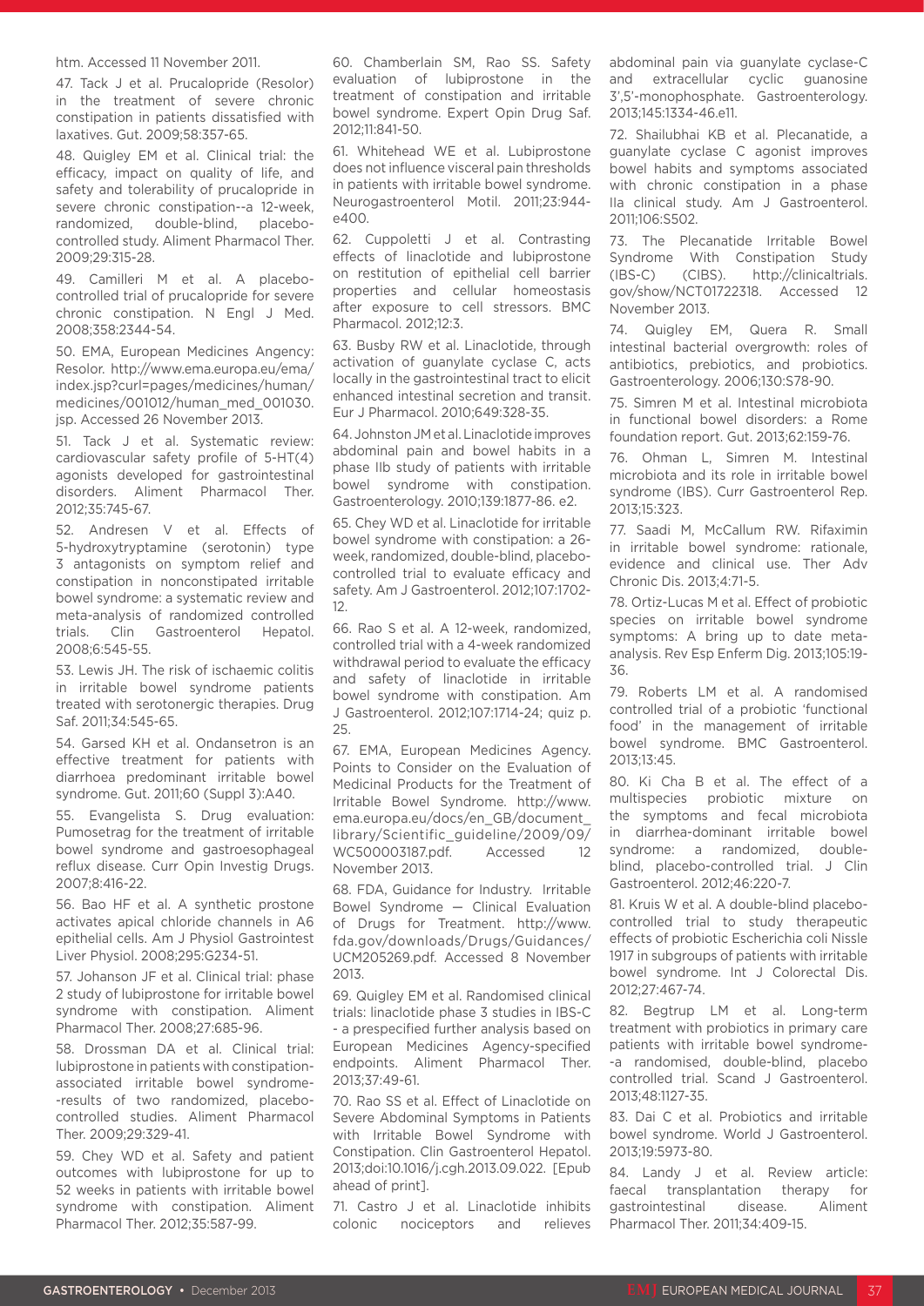htm. Accessed 11 November 2011.

47. Tack J et al. Prucalopride (Resolor) in the treatment of severe chronic constipation in patients dissatisfied with laxatives. Gut. 2009;58:357-65.

48. Quigley EM et al. Clinical trial: the efficacy, impact on quality of life, and safety and tolerability of prucalopride in severe chronic constipation--a 12-week, randomized, double-blind, placebo-controlled study. Aliment Pharmacol Ther. 2009;29:315-28.

49. Camilleri M et al. A placebo-controlled trial of prucalopride for severe chronic constipation. N Engl J Med. 2008;358:2344-54.

50. EMA, European Medicines Angency: Resolor. http://www.ema.europa.eu/ema/index.jsp?curl=pages/medicines/human/medicines/001012/human_med_001030.jsp. Accessed 26 November 2013.

51. Tack J et al. Systematic review: cardiovascular safety profile of 5-HT(4) agonists developed for gastrointestinal disorders. Aliment Pharmacol Ther. 2012;35:745-67.

52. Andresen V et al. Effects of 5-hydroxytryptamine (serotonin) type 3 antagonists on symptom relief and constipation in nonconstipated irritable bowel syndrome: a systematic review and meta-analysis of randomized controlled trials. Clin Gastroenterol Hepatol. 2008;6:545-55.

53. Lewis JH. The risk of ischaemic colitis in irritable bowel syndrome patients treated with serotonergic therapies. Drug Saf. 2011;34:545-65.

54. Garsed KH et al. Ondansetron is an effective treatment for patients with diarrhoea predominant irritable bowel syndrome. Gut. 2011;60 (Suppl 3):A40.

55. Evangelista S. Drug evaluation: Pumosetrag for the treatment of irritable bowel syndrome and gastroesophageal reflux disease. Curr Opin Investig Drugs. 2007;8:416-22.

56. Bao HF et al. A synthetic prostone activates apical chloride channels in A6 epithelial cells. Am J Physiol Gastrointest Liver Physiol. 2008;295:G234-51.

57. Johanson JF et al. Clinical trial: phase 2 study of lubiprostone for irritable bowel syndrome with constipation. Aliment Pharmacol Ther. 2008;27:685-96.

58. Drossman DA et al. Clinical trial: lubiprostone in patients with constipation-associated irritable bowel syndrome--results of two randomized, placebo-controlled studies. Aliment Pharmacol Ther. 2009;29:329-41.

59. Chey WD et al. Safety and patient outcomes with lubiprostone for up to 52 weeks in patients with irritable bowel syndrome with constipation. Aliment Pharmacol Ther. 2012;35:587-99.

60. Chamberlain SM, Rao SS. Safety evaluation of lubiprostone in the treatment of constipation and irritable bowel syndrome. Expert Opin Drug Saf. 2012;11:841-50.

61. Whitehead WE et al. Lubiprostone does not influence visceral pain thresholds in patients with irritable bowel syndrome. Neurogastroenterol Motil. 2011;23:944-e400.

62. Cuppoletti J et al. Contrasting effects of linaclotide and lubiprostone on restitution of epithelial cell barrier properties and cellular homeostasis after exposure to cell stressors. BMC Pharmacol. 2012;12:3.

63. Busby RW et al. Linaclotide, through activation of guanylate cyclase C, acts locally in the gastrointestinal tract to elicit enhanced intestinal secretion and transit. Eur J Pharmacol. 2010;649:328-35.

64. Johnston JM et al. Linaclotide improves abdominal pain and bowel habits in a phase IIb study of patients with irritable bowel syndrome with constipation. Gastroenterology. 2010;139:1877-86. e2.

65. Chey WD et al. Linaclotide for irritable bowel syndrome with constipation: a 26-week, randomized, double-blind, placebo-controlled trial to evaluate efficacy and safety. Am J Gastroenterol. 2012;107:1702-12.

66. Rao S et al. A 12-week, randomized, controlled trial with a 4-week randomized withdrawal period to evaluate the efficacy and safety of linaclotide in irritable bowel syndrome with constipation. Am J Gastroenterol. 2012;107:1714-24; quiz p. 25.

67. EMA, European Medicines Agency. Points to Consider on the Evaluation of Medicinal Products for the Treatment of Irritable Bowel Syndrome. http://www.ema.europa.eu/docs/en_GB/document_library/Scientific_guideline/2009/09/WC500003187.pdf. Accessed 12 November 2013.

68. FDA, Guidance for Industry. Irritable Bowel Syndrome — Clinical Evaluation of Drugs for Treatment. http://www.fda.gov/downloads/Drugs/Guidances/UCM205269.pdf. Accessed 8 November 2013.

69. Quigley EM et al. Randomised clinical trials: linaclotide phase 3 studies in IBS-C - a prespecified further analysis based on European Medicines Agency-specified endpoints. Aliment Pharmacol Ther. 2013;37:49-61.

70. Rao SS et al. Effect of Linaclotide on Severe Abdominal Symptoms in Patients with Irritable Bowel Syndrome with Constipation. Clin Gastroenterol Hepatol. 2013;doi:10.1016/j.cgh.2013.09.022. [Epub ahead of print].

71. Castro J et al. Linaclotide inhibits colonic nociceptors and relieves abdominal pain via guanylate cyclase-C and extracellular cyclic guanosine 3',5'-monophosphate. Gastroenterology. 2013;145:1334-46.e11.

72. Shailubhai KB et al. Plecanatide, a guanylate cyclase C agonist improves bowel habits and symptoms associated with chronic constipation in a phase IIa clinical study. Am J Gastroenterol. 2011;106:S502.

73. The Plecanatide Irritable Bowel Syndrome With Constipation Study (IBS-C) (CIBS). http://clinicaltrials.gov/show/NCT01722318. Accessed 12 November 2013.

74. Quigley EM, Quera R. Small intestinal bacterial overgrowth: roles of antibiotics, prebiotics, and probiotics. Gastroenterology. 2006;130:S78-90.

75. Simren M et al. Intestinal microbiota in functional bowel disorders: a Rome foundation report. Gut. 2013;62:159-76.

76. Ohman L, Simren M. Intestinal microbiota and its role in irritable bowel syndrome (IBS). Curr Gastroenterol Rep. 2013;15:323.

77. Saadi M, McCallum RW. Rifaximin in irritable bowel syndrome: rationale, evidence and clinical use. Ther Adv Chronic Dis. 2013;4:71-5.

78. Ortiz-Lucas M et al. Effect of probiotic species on irritable bowel syndrome symptoms: A bring up to date meta-analysis. Rev Esp Enferm Dig. 2013;105:19-36.

79. Roberts LM et al. A randomised controlled trial of a probiotic 'functional food' in the management of irritable bowel syndrome. BMC Gastroenterol. 2013;13:45.

80. Ki Cha B et al. The effect of a multispecies probiotic mixture on the symptoms and fecal microbiota in diarrhea-dominant irritable bowel syndrome: a randomized, double-blind, placebo-controlled trial. J Clin Gastroenterol. 2012;46:220-7.

81. Kruis W et al. A double-blind placebo-controlled trial to study therapeutic effects of probiotic Escherichia coli Nissle 1917 in subgroups of patients with irritable bowel syndrome. Int J Colorectal Dis. 2012;27:467-74.

82. Begtrup LM et al. Long-term treatment with probiotics in primary care patients with irritable bowel syndrome--a randomised, double-blind, placebo controlled trial. Scand J Gastroenterol. 2013;48:1127-35.

83. Dai C et al. Probiotics and irritable bowel syndrome. World J Gastroenterol. 2013;19:5973-80.

84. Landy J et al. Review article: faecal transplantation therapy for gastrointestinal disease. Aliment Pharmacol Ther. 2011;34:409-15.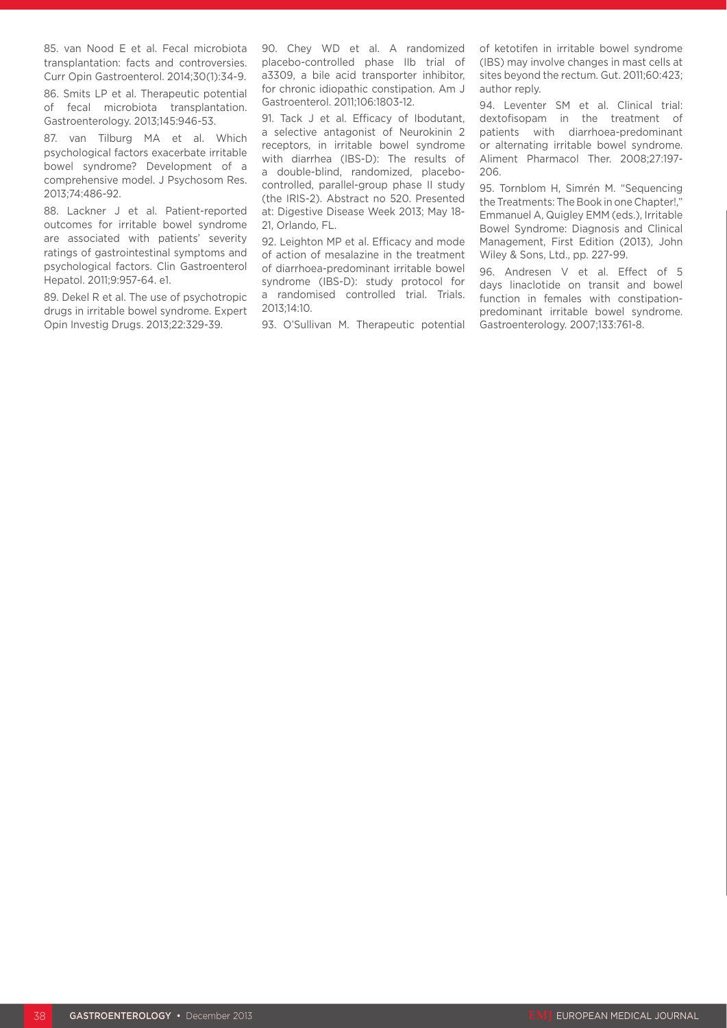85. van Nood E et al. Fecal microbiota transplantation: facts and controversies. Curr Opin Gastroenterol. 2014;30(1):34-9.

86. Smits LP et al. Therapeutic potential of fecal microbiota transplantation. Gastroenterology. 2013;145:946-53.

87. van Tilburg MA et al. Which psychological factors exacerbate irritable bowel syndrome? Development of a comprehensive model. J Psychosom Res. 2013;74:486-92.

88. Lackner J et al. Patient-reported outcomes for irritable bowel syndrome are associated with patients' severity ratings of gastrointestinal symptoms and psychological factors. Clin Gastroenterol Hepatol. 2011;9:957-64. e1.

89. Dekel R et al. The use of psychotropic drugs in irritable bowel syndrome. Expert Opin Investig Drugs. 2013;22:329-39.

90. Chey WD et al. A randomized placebo-controlled phase IIb trial of a3309, a bile acid transporter inhibitor, for chronic idiopathic constipation. Am J Gastroenterol. 2011;106:1803-12.

91. Tack J et al. Efficacy of Ibodutant, a selective antagonist of Neurokinin 2 receptors, in irritable bowel syndrome with diarrhea (IBS-D): The results of a double-blind, randomized, placebo-controlled, parallel-group phase II study (the IRIS-2). Abstract no 520. Presented at: Digestive Disease Week 2013; May 18-21, Orlando, FL.

92. Leighton MP et al. Efficacy and mode of action of mesalazine in the treatment of diarrhoea-predominant irritable bowel syndrome (IBS-D): study protocol for a randomised controlled trial. Trials. 2013;14:10.

93. O'Sullivan M. Therapeutic potential of ketotifen in irritable bowel syndrome (IBS) may involve changes in mast cells at sites beyond the rectum. Gut. 2011;60:423; author reply.

94. Leventer SM et al. Clinical trial: dextofisopam in the treatment of patients with diarrhoea-predominant or alternating irritable bowel syndrome. Aliment Pharmacol Ther. 2008;27:197-206.

95. Tornblom H, Simrén M. "Sequencing the Treatments: The Book in one Chapter!," Emmanuel A, Quigley EMM (eds.), Irritable Bowel Syndrome: Diagnosis and Clinical Management, First Edition (2013), John Wiley & Sons, Ltd., pp. 227-99.

96. Andresen V et al. Effect of 5 days linaclotide on transit and bowel function in females with constipation-predominant irritable bowel syndrome. Gastroenterology. 2007;133:761-8.